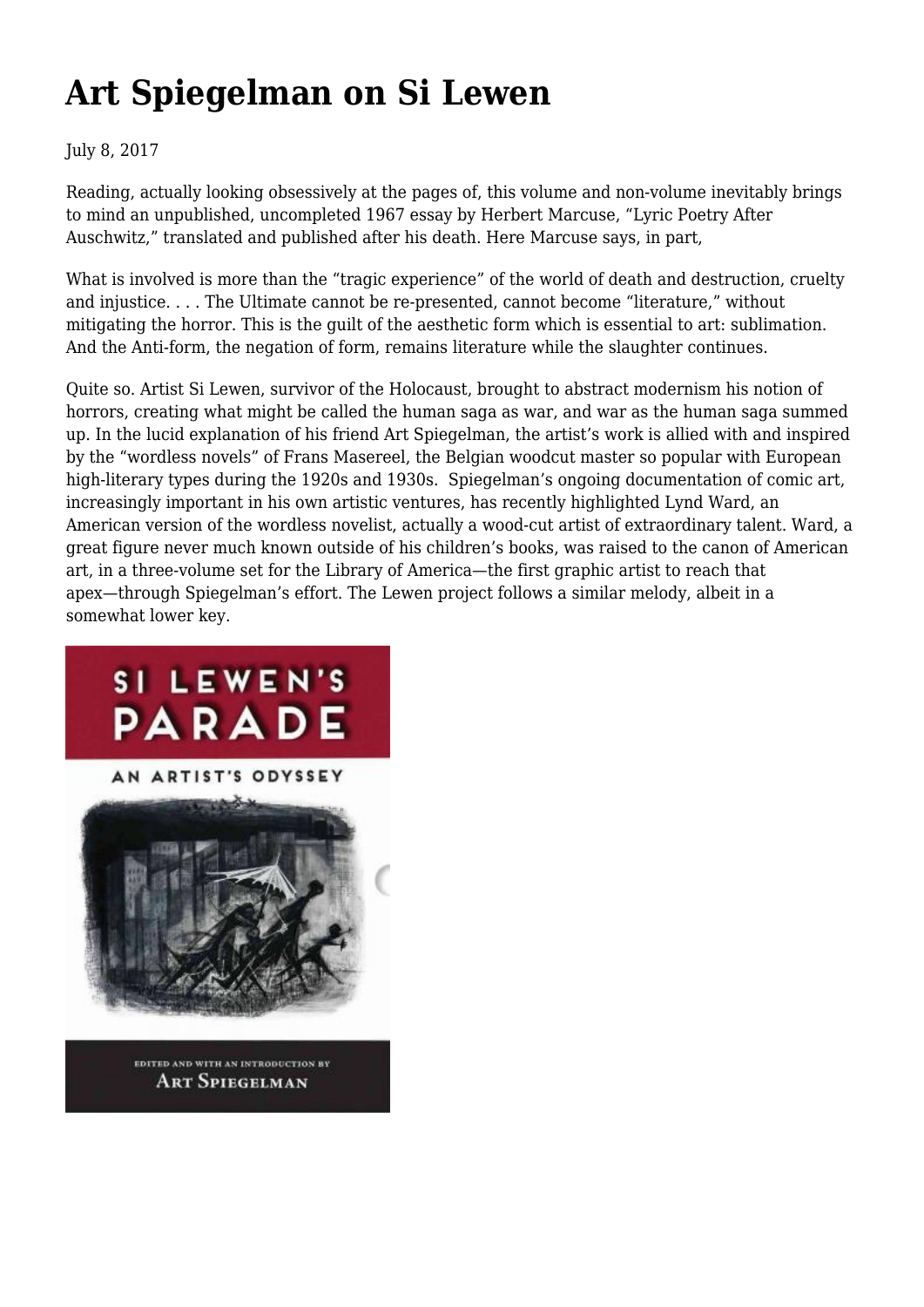# Art Spiegelman on Si Lewen

July 8, 2017

Reading, actually looking obsessively at the pages of, this volume and non-volume inevitably brings to mind an unpublished, uncompleted 1967 essay by Herbert Marcuse, "Lyric Poetry After Auschwitz," translated and published after his death. Here Marcuse says, in part,

What is involved is more than the "tragic experience" of the world of death and destruction, cruelty and injustice. . . . The Ultimate cannot be re-presented, cannot become "literature," without mitigating the horror. This is the guilt of the aesthetic form which is essential to art: sublimation. And the Anti-form, the negation of form, remains literature while the slaughter continues.

Quite so. Artist Si Lewen, survivor of the Holocaust, brought to abstract modernism his notion of horrors, creating what might be called the human saga as war, and war as the human saga summed up. In the lucid explanation of his friend Art Spiegelman, the artist's work is allied with and inspired by the "wordless novels" of Frans Masereel, the Belgian woodcut master so popular with European high-literary types during the 1920s and 1930s. Spiegelman's ongoing documentation of comic art, increasingly important in his own artistic ventures, has recently highlighted Lynd Ward, an American version of the wordless novelist, actually a wood-cut artist of extraordinary talent. Ward, a great figure never much known outside of his children's books, was raised to the canon of American art, in a three-volume set for the Library of America—the first graphic artist to reach that apex—through Spiegelman's effort. The Lewen project follows a similar melody, albeit in a somewhat lower key.

SI LEWEN'S PARADE

AN ARTIST'S ODYSSEY

EDITED AND WITH AN INTRODUCTION BY ART SPIEGELMAN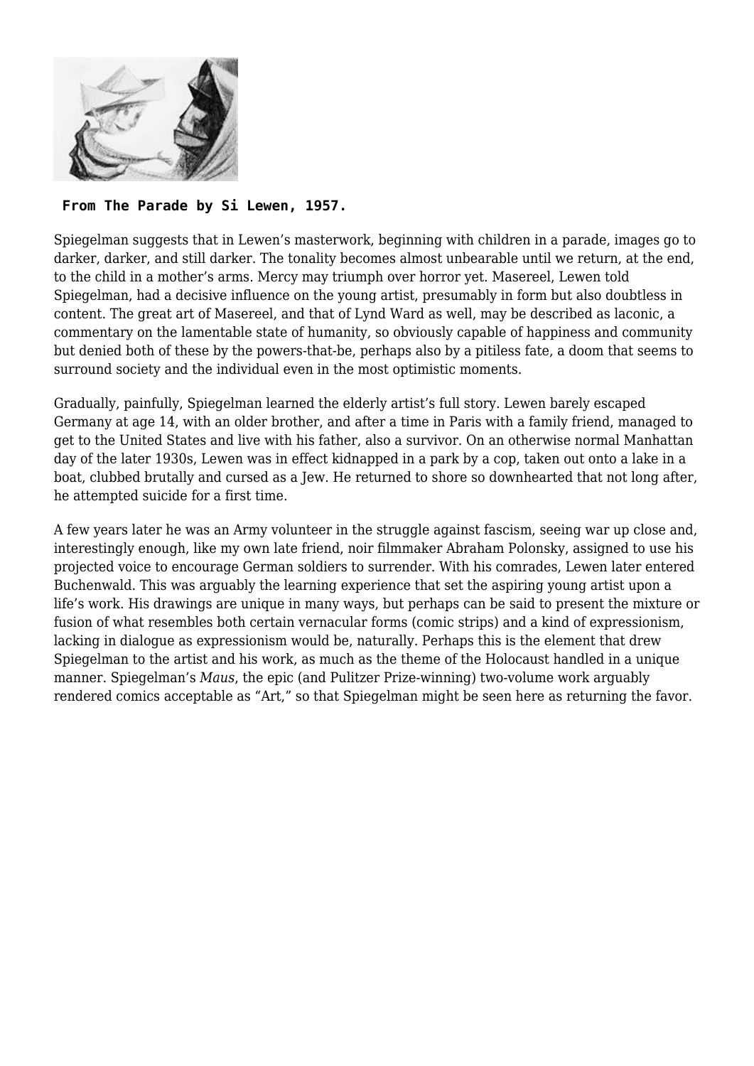**From The Parade by Si Lewen, 1957.**

Spiegelman suggests that in Lewen's masterwork, beginning with children in a parade, images go to darker, darker, and still darker. The tonality becomes almost unbearable until we return, at the end, to the child in a mother's arms. Mercy may triumph over horror yet. Masereel, Lewen told Spiegelman, had a decisive influence on the young artist, presumably in form but also doubtless in content. The great art of Masereel, and that of Lynd Ward as well, may be described as laconic, a commentary on the lamentable state of humanity, so obviously capable of happiness and community but denied both of these by the powers-that-be, perhaps also by a pitiless fate, a doom that seems to surround society and the individual even in the most optimistic moments.

Gradually, painfully, Spiegelman learned the elderly artist's full story. Lewen barely escaped Germany at age 14, with an older brother, and after a time in Paris with a family friend, managed to get to the United States and live with his father, also a survivor. On an otherwise normal Manhattan day of the later 1930s, Lewen was in effect kidnapped in a park by a cop, taken out onto a lake in a boat, clubbed brutally and cursed as a Jew. He returned to shore so downhearted that not long after, he attempted suicide for a first time.

A few years later he was an Army volunteer in the struggle against fascism, seeing war up close and, interestingly enough, like my own late friend, noir filmmaker Abraham Polonsky, assigned to use his projected voice to encourage German soldiers to surrender. With his comrades, Lewen later entered Buchenwald. This was arguably the learning experience that set the aspiring young artist upon a life's work. His drawings are unique in many ways, but perhaps can be said to present the mixture or fusion of what resembles both certain vernacular forms (comic strips) and a kind of expressionism, lacking in dialogue as expressionism would be, naturally. Perhaps this is the element that drew Spiegelman to the artist and his work, as much as the theme of the Holocaust handled in a unique manner. Spiegelman's *Maus*, the epic (and Pulitzer Prize-winning) two-volume work arguably rendered comics acceptable as "Art," so that Spiegelman might be seen here as returning the favor.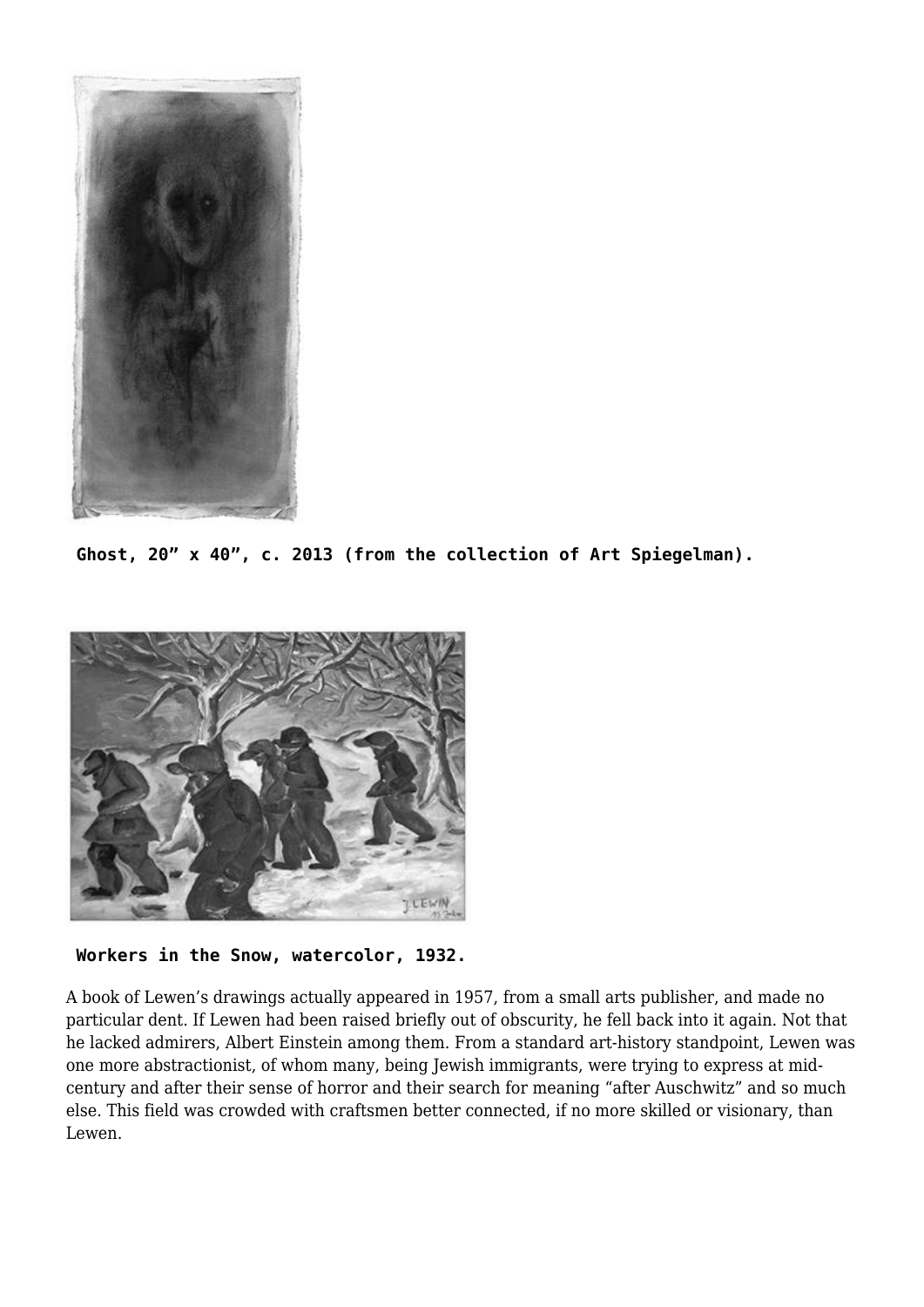**Ghost, 20” x 40”, c. 2013 (from the collection of Art Spiegelman).**

**Workers in the Snow, watercolor, 1932.**

A book of Lewen’s drawings actually appeared in 1957, from a small arts publisher, and made no particular dent. If Lewen had been raised briefly out of obscurity, he fell back into it again. Not that he lacked admirers, Albert Einstein among them. From a standard art-history standpoint, Lewen was one more abstractionist, of whom many, being Jewish immigrants, were trying to express at mid-century and after their sense of horror and their search for meaning “after Auschwitz” and so much else. This field was crowded with craftsmen better connected, if no more skilled or visionary, than Lewen.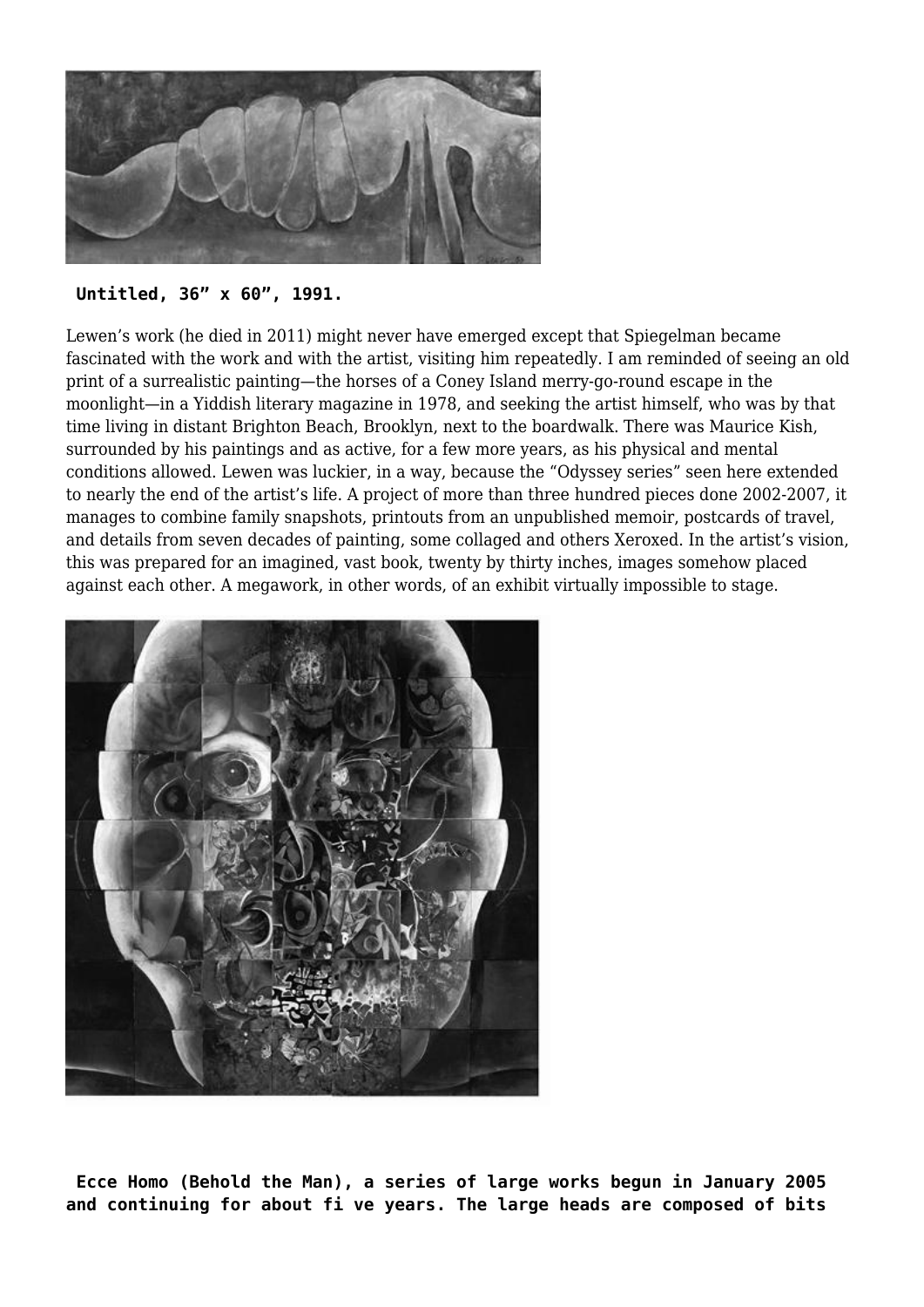**Untitled, 36" x 60", 1991.**

Lewen's work (he died in 2011) might never have emerged except that Spiegelman became fascinated with the work and with the artist, visiting him repeatedly. I am reminded of seeing an old print of a surrealistic painting—the horses of a Coney Island merry-go-round escape in the moonlight—in a Yiddish literary magazine in 1978, and seeking the artist himself, who was by that time living in distant Brighton Beach, Brooklyn, next to the boardwalk. There was Maurice Kish, surrounded by his paintings and as active, for a few more years, as his physical and mental conditions allowed. Lewen was luckier, in a way, because the "Odyssey series" seen here extended to nearly the end of the artist's life. A project of more than three hundred pieces done 2002-2007, it manages to combine family snapshots, printouts from an unpublished memoir, postcards of travel, and details from seven decades of painting, some collaged and others Xeroxed. In the artist's vision, this was prepared for an imagined, vast book, twenty by thirty inches, images somehow placed against each other. A megawork, in other words, of an exhibit virtually impossible to stage.

**Ecce Homo (Behold the Man), a series of large works begun in January 2005 and continuing for about fi ve years. The large heads are composed of bits**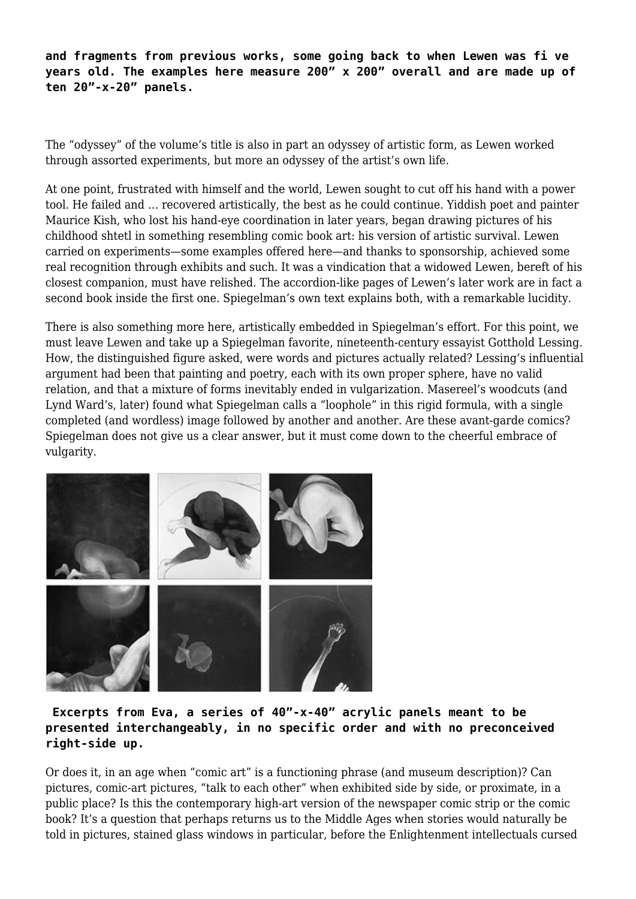**and fragments from previous works, some going back to when Lewen was fi ve years old. The examples here measure 200" x 200" overall and are made up of ten 20"-x-20" panels.**

The "odyssey" of the volume's title is also in part an odyssey of artistic form, as Lewen worked through assorted experiments, but more an odyssey of the artist's own life.

At one point, frustrated with himself and the world, Lewen sought to cut off his hand with a power tool. He failed and … recovered artistically, the best as he could continue. Yiddish poet and painter Maurice Kish, who lost his hand-eye coordination in later years, began drawing pictures of his childhood shtetl in something resembling comic book art: his version of artistic survival. Lewen carried on experiments—some examples offered here—and thanks to sponsorship, achieved some real recognition through exhibits and such. It was a vindication that a widowed Lewen, bereft of his closest companion, must have relished. The accordion-like pages of Lewen's later work are in fact a second book inside the first one. Spiegelman's own text explains both, with a remarkable lucidity.

There is also something more here, artistically embedded in Spiegelman's effort. For this point, we must leave Lewen and take up a Spiegelman favorite, nineteenth-century essayist Gotthold Lessing. How, the distinguished figure asked, were words and pictures actually related? Lessing's influential argument had been that painting and poetry, each with its own proper sphere, have no valid relation, and that a mixture of forms inevitably ended in vulgarization. Masereel's woodcuts (and Lynd Ward's, later) found what Spiegelman calls a "loophole" in this rigid formula, with a single completed (and wordless) image followed by another and another. Are these avant-garde comics? Spiegelman does not give us a clear answer, but it must come down to the cheerful embrace of vulgarity.

**Excerpts from Eva, a series of 40"-x-40" acrylic panels meant to be presented interchangeably, in no specific order and with no preconceived right-side up.**

Or does it, in an age when "comic art" is a functioning phrase (and museum description)? Can pictures, comic-art pictures, "talk to each other" when exhibited side by side, or proximate, in a public place? Is this the contemporary high-art version of the newspaper comic strip or the comic book? It's a question that perhaps returns us to the Middle Ages when stories would naturally be told in pictures, stained glass windows in particular, before the Enlightenment intellectuals cursed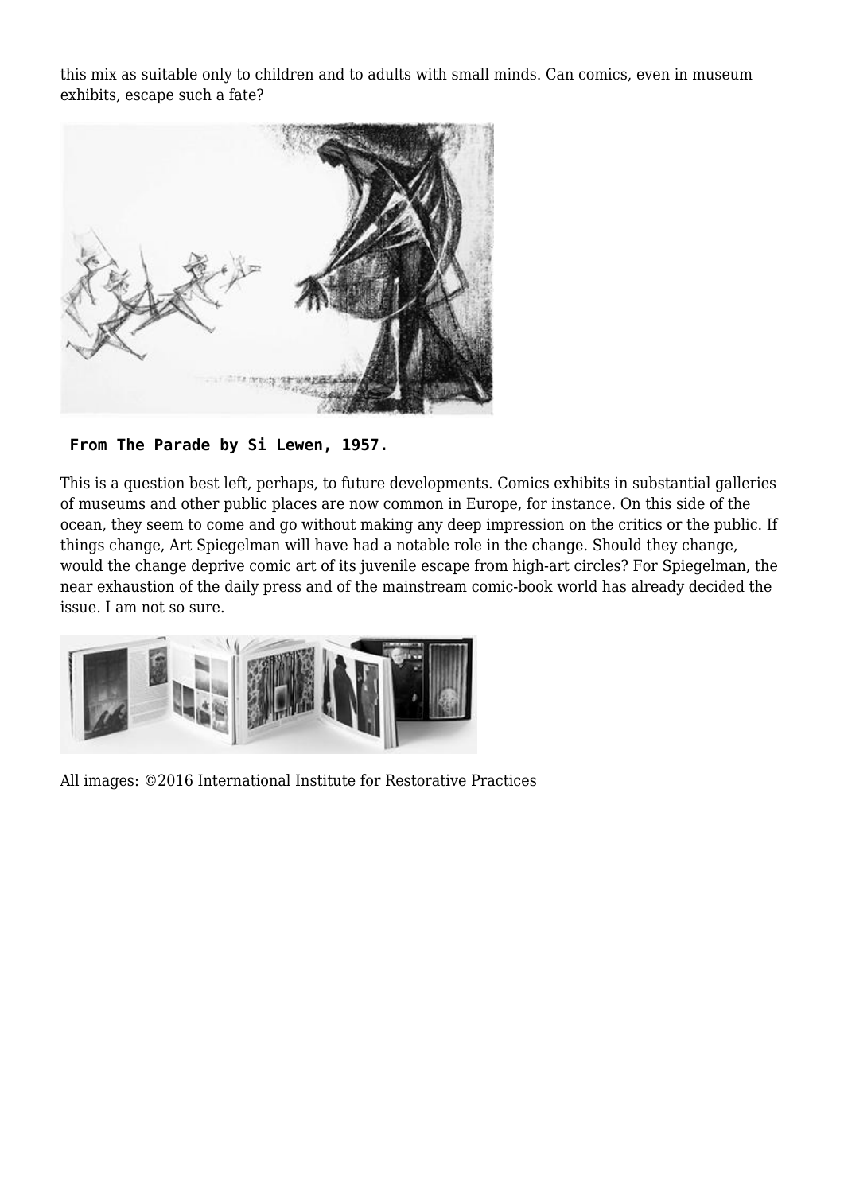this mix as suitable only to children and to adults with small minds. Can comics, even in museum exhibits, escape such a fate?

**From The Parade by Si Lewen, 1957.**

This is a question best left, perhaps, to future developments. Comics exhibits in substantial galleries of museums and other public places are now common in Europe, for instance. On this side of the ocean, they seem to come and go without making any deep impression on the critics or the public. If things change, Art Spiegelman will have had a notable role in the change. Should they change, would the change deprive comic art of its juvenile escape from high-art circles? For Spiegelman, the near exhaustion of the daily press and of the mainstream comic-book world has already decided the issue. I am not so sure.

All images: ©2016 International Institute for Restorative Practices